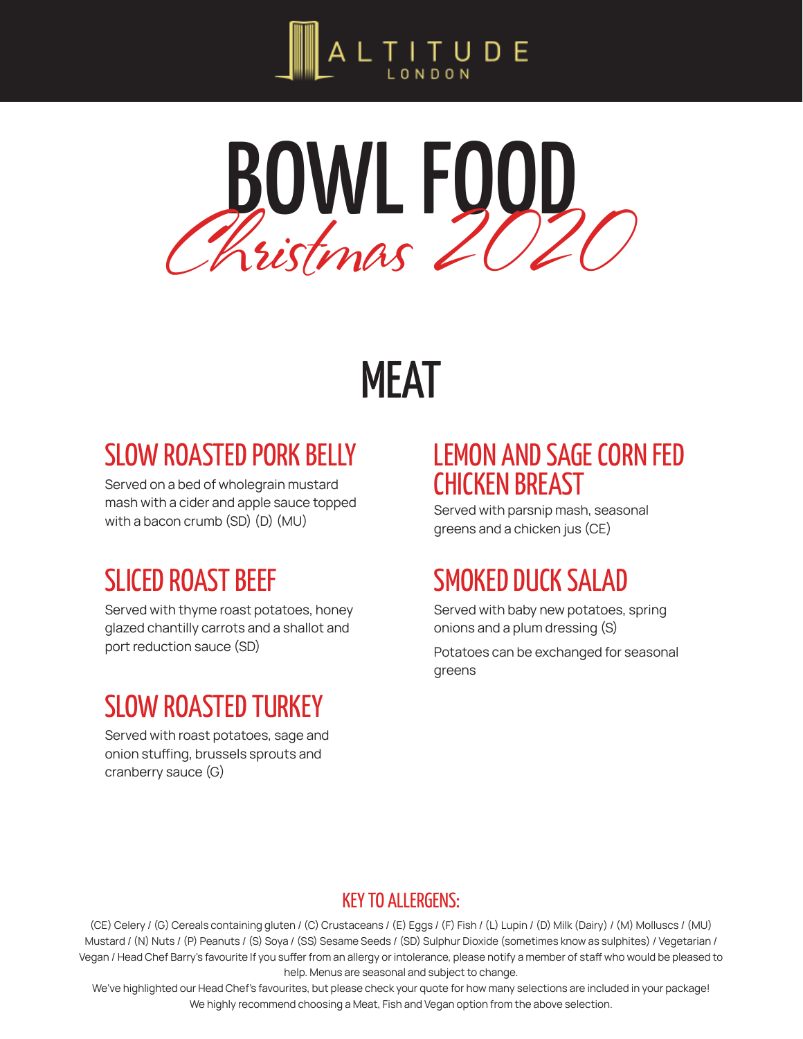ALTITUDE LONDON

# BOWL FOOD

*Christmas 2020*

## MEAT

### SLOW ROASTED PORK BELLY

Served on a bed of wholegrain mustard mash with a cider and apple sauce topped with a bacon crumb (SD) (D) (MU)

### SLICED ROAST BEEF

Served with thyme roast potatoes, honey glazed chantilly carrots and a shallot and port reduction sauce (SD)

### SLOW ROASTED TURKEY

Served with roast potatoes, sage and onion stuffing, brussels sprouts and cranberry sauce (G)

### LEMON AND SAGE CORN FED CHICKEN BREAST

Served with parsnip mash, seasonal greens and a chicken jus (CE)

### SMOKED DUCK SALAD

Served with baby new potatoes, spring onions and a plum dressing (S)

Potatoes can be exchanged for seasonal greens

### KEY TO ALLERGENS:

(CE) Celery / (G) Cereals containing gluten / (C) Crustaceans / (E) Eggs / (F) Fish / (L) Lupin / (D) Milk (Dairy) / (M) Molluscs / (MU) Mustard / (N) Nuts / (P) Peanuts / (S) Soya / (SS) Sesame Seeds / (SD) Sulphur Dioxide (sometimes know as sulphites) / Vegetarian / Vegan / Head Chef Barry's favourite If you suffer from an allergy or intolerance, please notify a member of staff who would be pleased to help. Menus are seasonal and subject to change.

We've highlighted our Head Chef's favourites, but please check your quote for how many selections are included in your package! We highly recommend choosing a Meat, Fish and Vegan option from the above selection.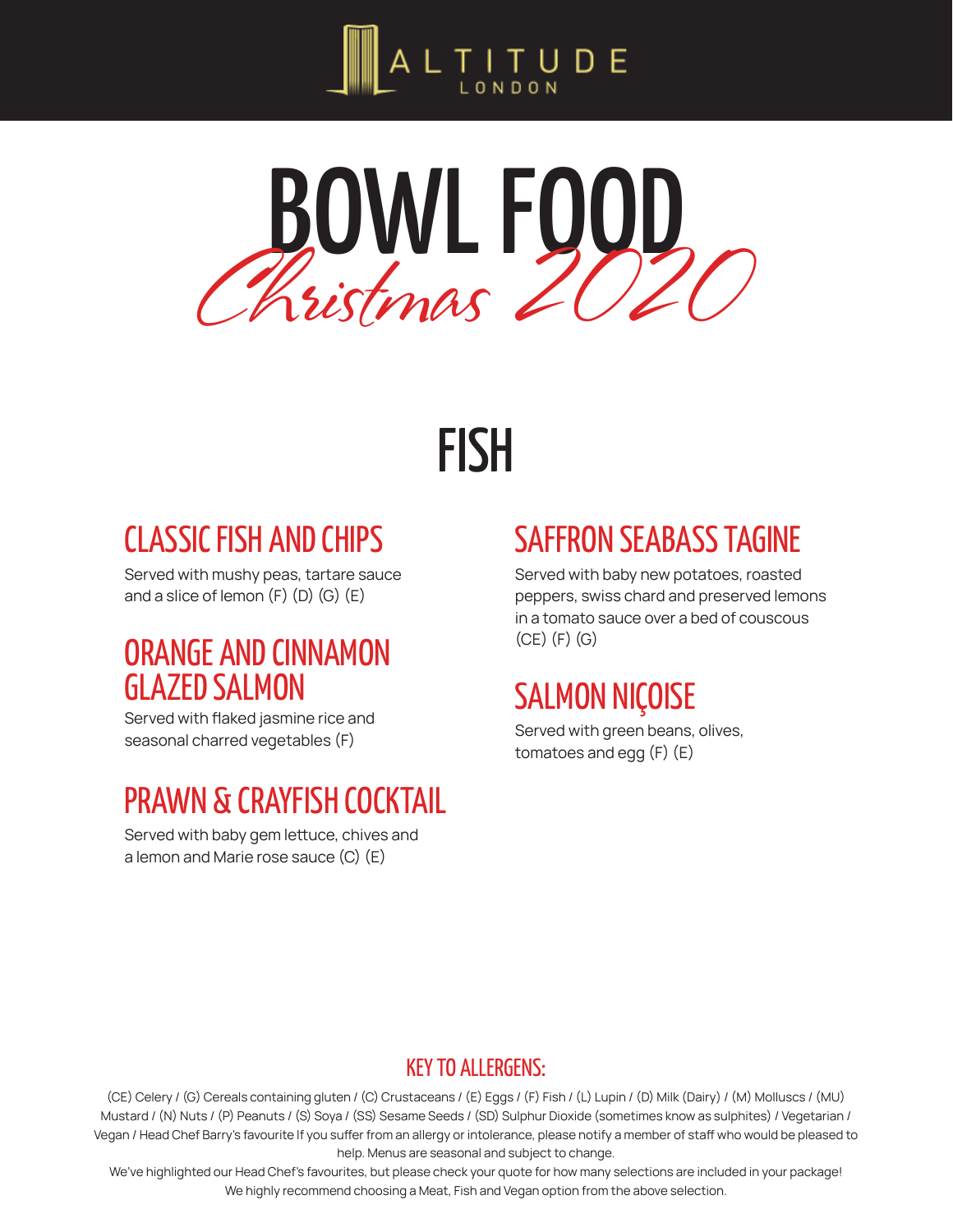ALTITUDE LONDON

# BOWL FOOD

*Christmas 2020*

## FISH

### CLASSIC FISH AND CHIPS

Served with mushy peas, tartare sauce and a slice of lemon (F) (D) (G) (E)

### ORANGE AND CINNAMON GLAZED SALMON

Served with flaked jasmine rice and seasonal charred vegetables (F)

### PRAWN & CRAYFISH COCKTAIL

Served with baby gem lettuce, chives and a lemon and Marie rose sauce (C) (E)

### SAFFRON SEABASS TAGINE

Served with baby new potatoes, roasted peppers, swiss chard and preserved lemons in a tomato sauce over a bed of couscous (CE) (F) (G)

### SALMON NIÇOISE

Served with green beans, olives, tomatoes and egg (F) (E)

### KEY TO ALLERGENS:

(CE) Celery / (G) Cereals containing gluten / (C) Crustaceans / (E) Eggs / (F) Fish / (L) Lupin / (D) Milk (Dairy) / (M) Molluscs / (MU) Mustard / (N) Nuts / (P) Peanuts / (S) Soya / (SS) Sesame Seeds / (SD) Sulphur Dioxide (sometimes know as sulphites) / Vegetarian / Vegan / Head Chef Barry's favourite If you suffer from an allergy or intolerance, please notify a member of staff who would be pleased to help. Menus are seasonal and subject to change.

We've highlighted our Head Chef's favourites, but please check your quote for how many selections are included in your package! We highly recommend choosing a Meat, Fish and Vegan option from the above selection.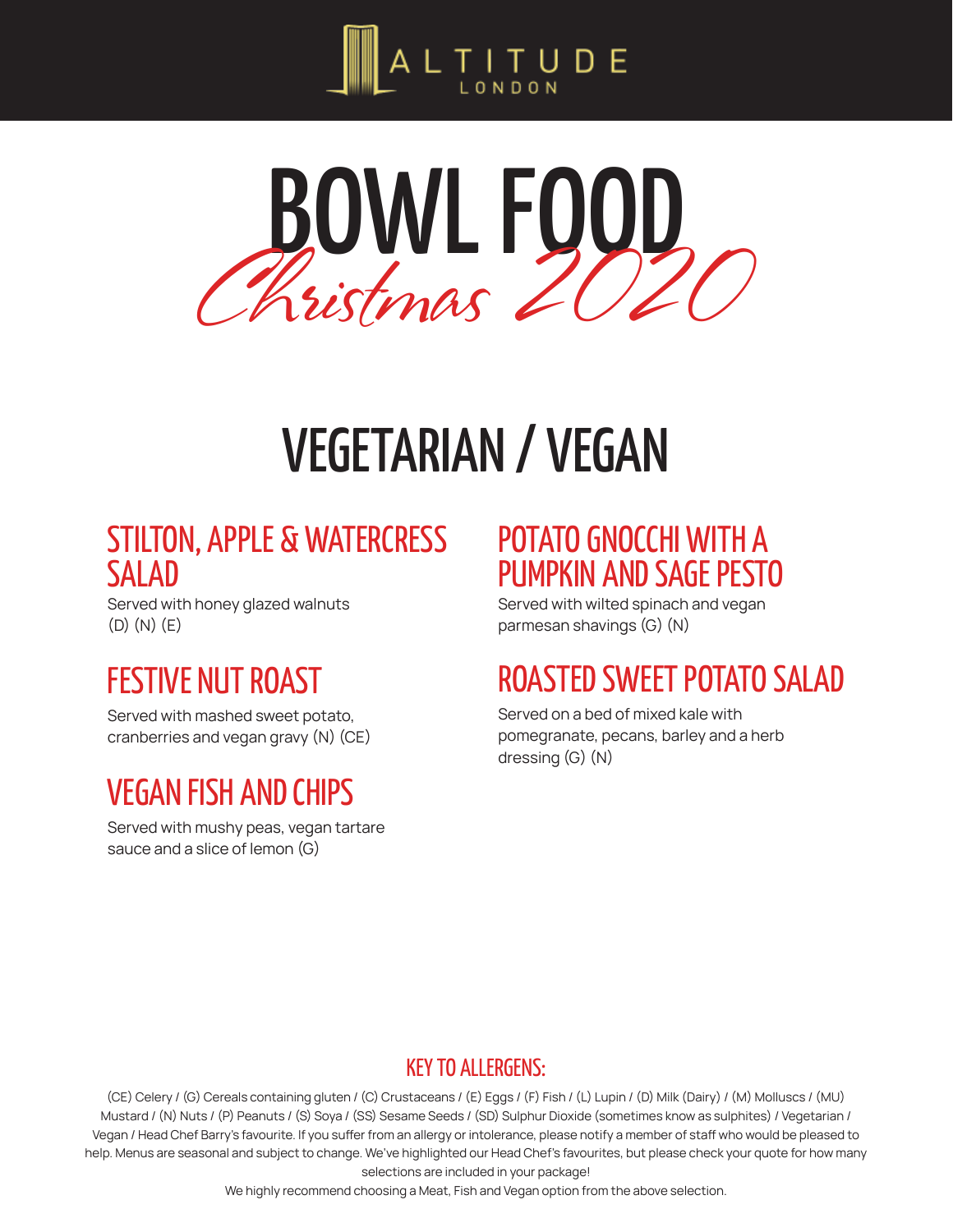ALTITUDE
LONDON

# BOWL FOOD

*Christmas 2020*

## VEGETARIAN / VEGAN

### STILTON, APPLE & WATERCRESS SALAD

Served with honey glazed walnuts (D) (N) (E)

### FESTIVE NUT ROAST

Served with mashed sweet potato, cranberries and vegan gravy (N) (CE)

### VEGAN FISH AND CHIPS

Served with mushy peas, vegan tartare sauce and a slice of lemon (G)

### POTATO GNOCCHI WITH A PUMPKIN AND SAGE PESTO

Served with wilted spinach and vegan parmesan shavings (G) (N)

### ROASTED SWEET POTATO SALAD

Served on a bed of mixed kale with pomegranate, pecans, barley and a herb dressing (G) (N)

#### KEY TO ALLERGENS:

(CE) Celery / (G) Cereals containing gluten / (C) Crustaceans / (E) Eggs / (F) Fish / (L) Lupin / (D) Milk (Dairy) / (M) Molluscs / (MU) Mustard / (N) Nuts / (P) Peanuts / (S) Soya / (SS) Sesame Seeds / (SD) Sulphur Dioxide (sometimes know as sulphites) / Vegetarian / Vegan / Head Chef Barry's favourite. If you suffer from an allergy or intolerance, please notify a member of staff who would be pleased to help. Menus are seasonal and subject to change. We've highlighted our Head Chef's favourites, but please check your quote for how many selections are included in your package!

We highly recommend choosing a Meat, Fish and Vegan option from the above selection.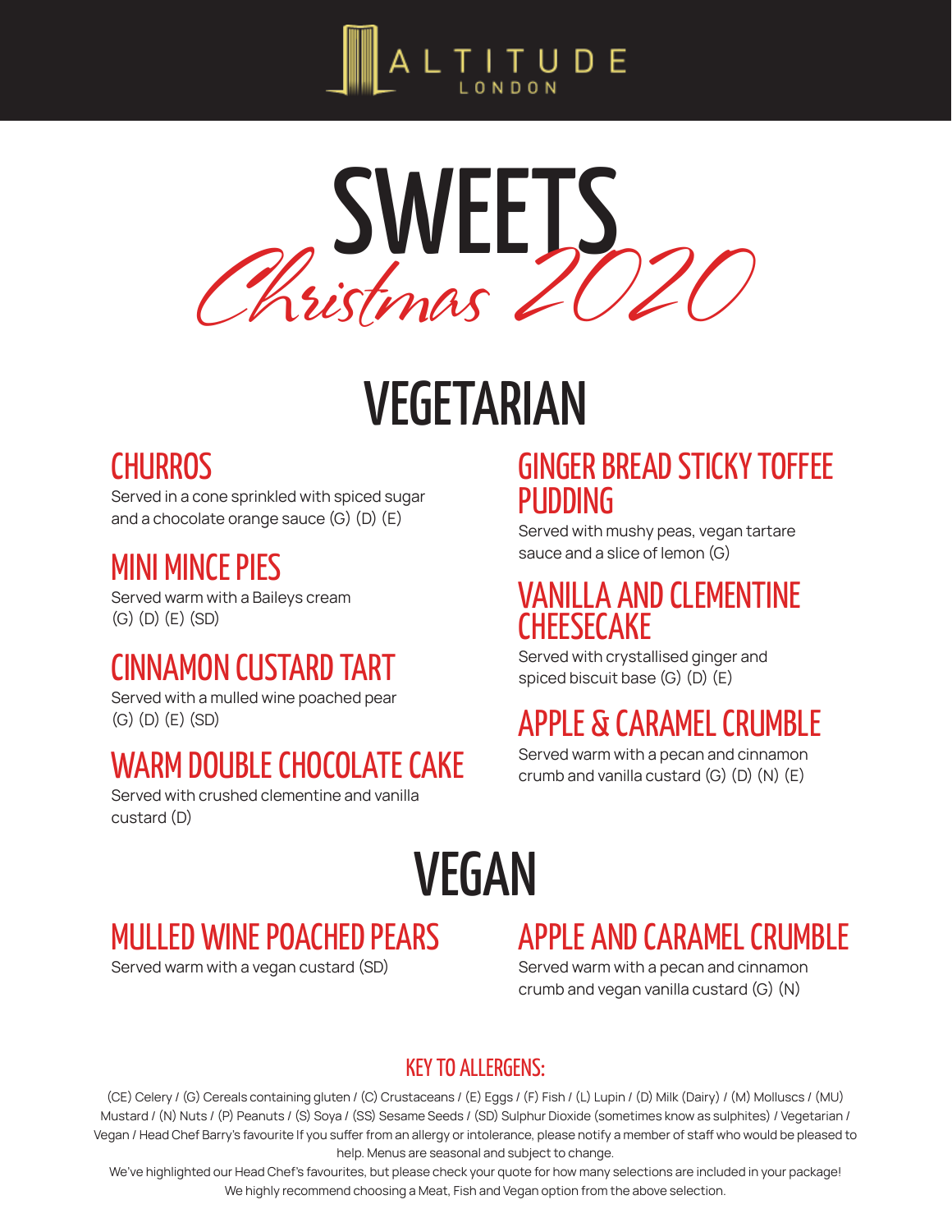ALTITUDE LONDON

# SWEETS

*Christmas 2020*

## VEGETARIAN

### CHURROS

Served in a cone sprinkled with spiced sugar and a chocolate orange sauce (G) (D) (E)

### MINI MINCE PIES

Served warm with a Baileys cream (G) (D) (E) (SD)

### CINNAMON CUSTARD TART

Served with a mulled wine poached pear (G) (D) (E) (SD)

### WARM DOUBLE CHOCOLATE CAKE

Served with crushed clementine and vanilla custard (D)

### GINGER BREAD STICKY TOFFEE PUDDING

Served with mushy peas, vegan tartare sauce and a slice of lemon (G)

### VANILLA AND CLEMENTINE CHEESECAKE

Served with crystallised ginger and spiced biscuit base (G) (D) (E)

### APPLE & CARAMEL CRUMBLE

Served warm with a pecan and cinnamon crumb and vanilla custard (G) (D) (N) (E)

## VEGAN

### MULLED WINE POACHED PEARS

Served warm with a vegan custard (SD)

### APPLE AND CARAMEL CRUMBLE

Served warm with a pecan and cinnamon crumb and vegan vanilla custard (G) (N)

### KEY TO ALLERGENS:

(CE) Celery / (G) Cereals containing gluten / (C) Crustaceans / (E) Eggs / (F) Fish / (L) Lupin / (D) Milk (Dairy) / (M) Molluscs / (MU) Mustard / (N) Nuts / (P) Peanuts / (S) Soya / (SS) Sesame Seeds / (SD) Sulphur Dioxide (sometimes know as sulphites) / Vegetarian / Vegan / Head Chef Barry's favourite If you suffer from an allergy or intolerance, please notify a member of staff who would be pleased to help. Menus are seasonal and subject to change.

We've highlighted our Head Chef's favourites, but please check your quote for how many selections are included in your package! We highly recommend choosing a Meat, Fish and Vegan option from the above selection.